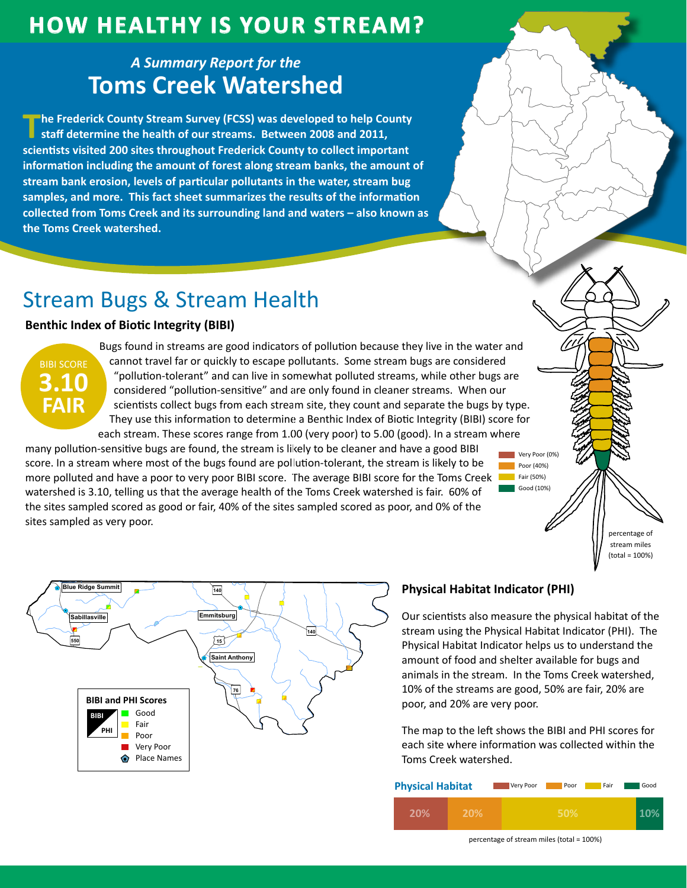# HOW HEALTHY IS YOUR STREAM?

*A Summary Report for the*

## Toms Creek Watershed

**The Frederick County Stream Survey (FCSS) was developed to help County staff determine the health of our streams. Between 2008 and 2011, scientists visited 200 sites throughout Frederick County to collect important information including the amount of forest along stream banks, the amount of stream bank erosion, levels of particular pollutants in the water, stream bug samples, and more. This fact sheet summarizes the results of the information collected from Toms Creek and its surrounding land and waters – also known as the Toms Creek watershed.**

## Stream Bugs & Stream Health

### Benthic Index of Biotic Integrity (BIBI)

BIBI SCORE
**3.10**
**FAIR**

Bugs found in streams are good indicators of pollution because they live in the water and cannot travel far or quickly to escape pollutants. Some stream bugs are considered "pollution-tolerant" and can live in somewhat polluted streams, while other bugs are considered "pollution-sensitive" and are only found in cleaner streams. When our scientists collect bugs from each stream site, they count and separate the bugs by type. They use this information to determine a Benthic Index of Biotic Integrity (BIBI) score for each stream. These scores range from 1.00 (very poor) to 5.00 (good). In a stream where many pollution-sensitive bugs are found, the stream is likely to be cleaner and have a good BIBI score. In a stream where most of the bugs found are pollution-tolerant, the stream is likely to be more polluted and have a poor to very poor BIBI score. The average BIBI score for the Toms Creek watershed is 3.10, telling us that the average health of the Toms Creek watershed is fair. 60% of the sites sampled scored as good or fair, 40% of the sites sampled scored as poor, and 0% of the sites sampled as very poor.

- Very Poor (0%)
- Poor (40%)
- Fair (50%)
- Good (10%)

percentage of stream miles (total = 100%)

**BIBI and PHI Scores**

- Good
- Fair
- Poor
- Very Poor
- Place Names

### Physical Habitat Indicator (PHI)

Our scientists also measure the physical habitat of the stream using the Physical Habitat Indicator (PHI). The Physical Habitat Indicator helps us to understand the amount of food and shelter available for bugs and animals in the stream. In the Toms Creek watershed, 10% of the streams are good, 50% are fair, 20% are poor, and 20% are very poor.

The map to the left shows the BIBI and PHI scores for each site where information was collected within the Toms Creek watershed.

**Physical Habitat**

| Very Poor | Poor | Fair | Good |
|---|---|---|---|
| 20% | 20% | 50% | 10% |

percentage of stream miles (total = 100%)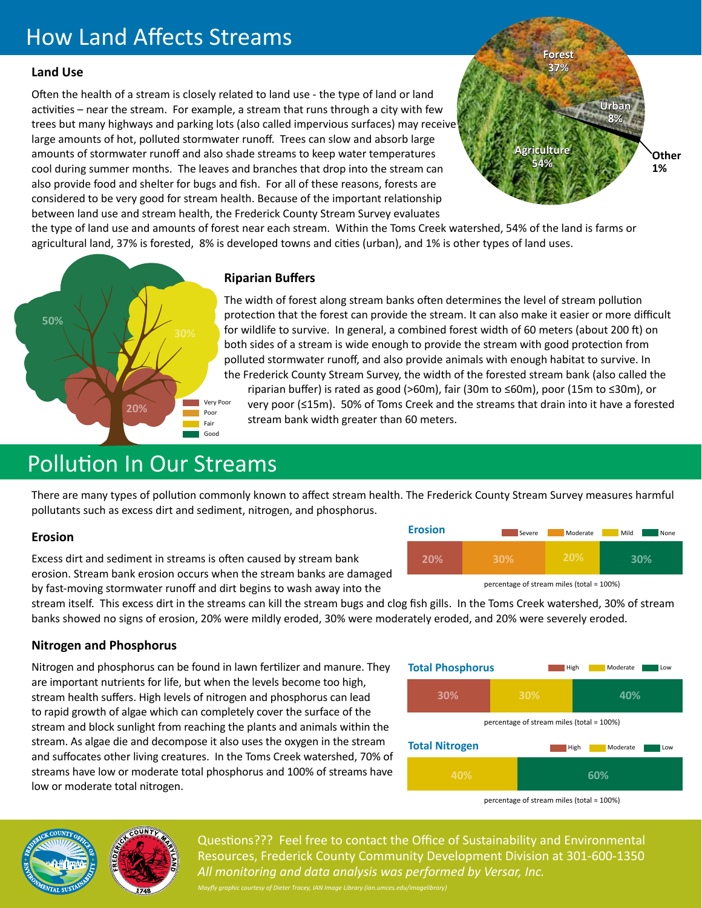# How Land Affects Streams

## Land Use

Often the health of a stream is closely related to land use - the type of land or land activities – near the stream. For example, a stream that runs through a city with few trees but many highways and parking lots (also called impervious surfaces) may receive large amounts of hot, polluted stormwater runoff. Trees can slow and absorb large amounts of stormwater runoff and also shade streams to keep water temperatures cool during summer months. The leaves and branches that drop into the stream can also provide food and shelter for bugs and fish. For all of these reasons, forests are considered to be very good for stream health. Because of the important relationship between land use and stream health, the Frederick County Stream Survey evaluates the type of land use and amounts of forest near each stream. Within the Toms Creek watershed, 54% of the land is farms or agricultural land, 37% is forested, 8% is developed towns and cities (urban), and 1% is other types of land uses.

Forest 37%
Urban 8%
Other 1%
Agriculture 54%

## Riparian Buffers

50%
30%
20%
Very Poor
Poor
Fair
Good

The width of forest along stream banks often determines the level of stream pollution protection that the forest can provide the stream. It can also make it easier or more difficult for wildlife to survive. In general, a combined forest width of 60 meters (about 200 ft) on both sides of a stream is wide enough to provide the stream with good protection from polluted stormwater runoff, and also provide animals with enough habitat to survive. In the Frederick County Stream Survey, the width of the forested stream bank (also called the riparian buffer) is rated as good (>60m), fair (30m to ≤60m), poor (15m to ≤30m), or very poor (≤15m). 50% of Toms Creek and the streams that drain into it have a forested stream bank width greater than 60 meters.

# Pollution In Our Streams

There are many types of pollution commonly known to affect stream health. The Frederick County Stream Survey measures harmful pollutants such as excess dirt and sediment, nitrogen, and phosphorus.

## Erosion

Excess dirt and sediment in streams is often caused by stream bank erosion. Stream bank erosion occurs when the stream banks are damaged by fast-moving stormwater runoff and dirt begins to wash away into the stream itself. This excess dirt in the streams can kill the stream bugs and clog fish gills. In the Toms Creek watershed, 30% of stream banks showed no signs of erosion, 20% were mildly eroded, 30% were moderately eroded, and 20% were severely eroded.

Erosion
Severe Moderate Mild None
20% 30% 20% 30%
percentage of stream miles (total = 100%)

## Nitrogen and Phosphorus

Nitrogen and phosphorus can be found in lawn fertilizer and manure. They are important nutrients for life, but when the levels become too high, stream health suffers. High levels of nitrogen and phosphorus can lead to rapid growth of algae which can completely cover the surface of the stream and block sunlight from reaching the plants and animals within the stream. As algae die and decompose it also uses the oxygen in the stream and suffocates other living creatures. In the Toms Creek watershed, 70% of streams have low or moderate total phosphorus and 100% of streams have low or moderate total nitrogen.

Total Phosphorus
High Moderate Low
30% 30% 40%
percentage of stream miles (total = 100%)

Total Nitrogen
High Moderate Low
40% 60%
percentage of stream miles (total = 100%)

Questions??? Feel free to contact the Office of Sustainability and Environmental Resources, Frederick County Community Development Division at 301-600-1350

*All monitoring and data analysis was performed by Versar, Inc.*

*Mayfly graphic courtesy of Dieter Tracey, IAN Image Library (ian.umces.edu/imagelibrary)*